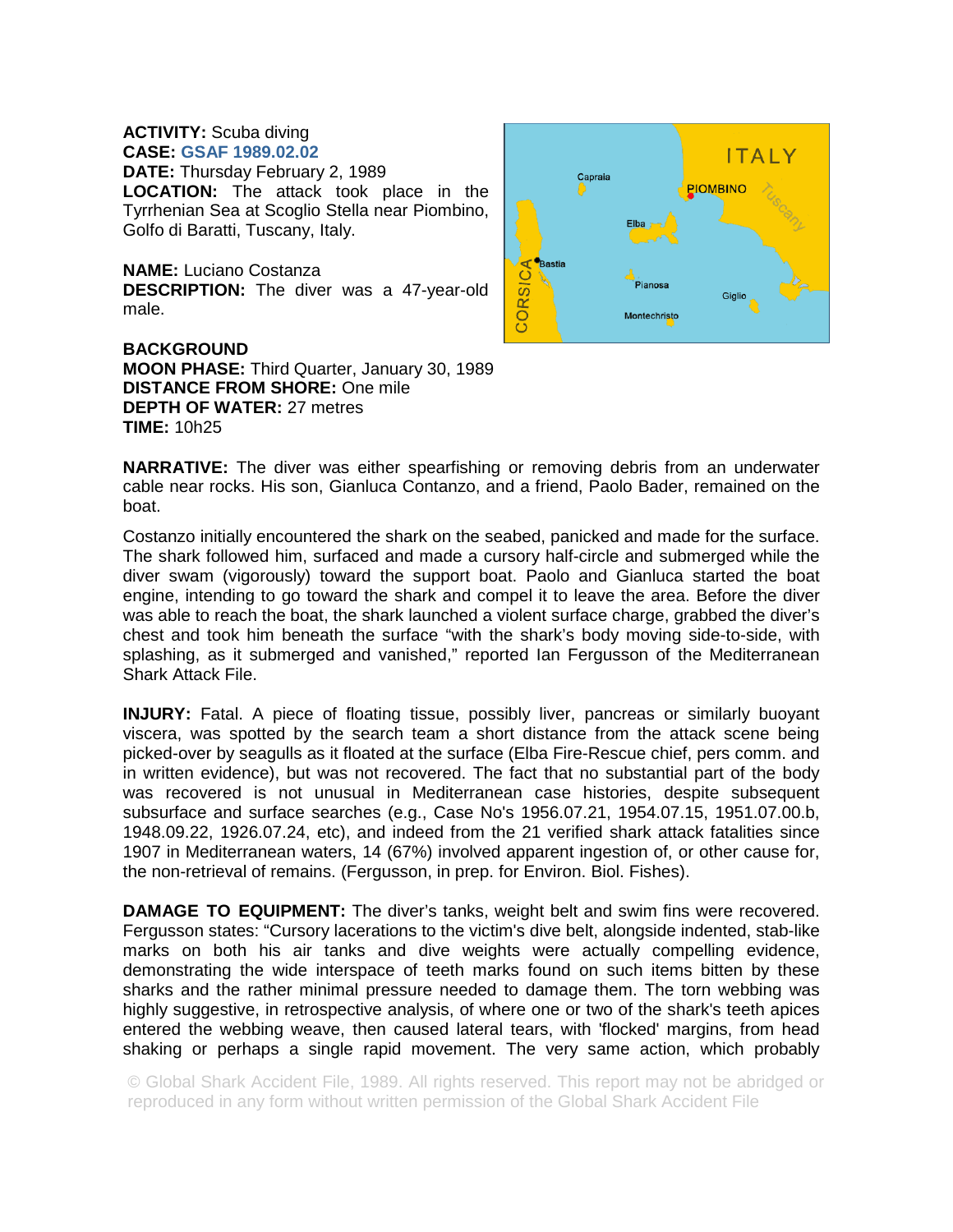**ACTIVITY:** Scuba diving
**CASE:** GSAF 1989.02.02
**DATE:** Thursday February 2, 1989
**LOCATION:** The attack took place in the Tyrrhenian Sea at Scoglio Stella near Piombino, Golfo di Baratti, Tuscany, Italy.

**NAME:** Luciano Costanza
**DESCRIPTION:** The diver was a 47-year-old male.

**BACKGROUND**
**MOON PHASE:** Third Quarter, January 30, 1989
**DISTANCE FROM SHORE:** One mile
**DEPTH OF WATER:** 27 metres
**TIME:** 10h25

**NARRATIVE:** The diver was either spearfishing or removing debris from an underwater cable near rocks. His son, Gianluca Contanzo, and a friend, Paolo Bader, remained on the boat.

Costanzo initially encountered the shark on the seabed, panicked and made for the surface. The shark followed him, surfaced and made a cursory half-circle and submerged while the diver swam (vigorously) toward the support boat. Paolo and Gianluca started the boat engine, intending to go toward the shark and compel it to leave the area. Before the diver was able to reach the boat, the shark launched a violent surface charge, grabbed the diver's chest and took him beneath the surface "with the shark's body moving side-to-side, with splashing, as it submerged and vanished," reported Ian Fergusson of the Mediterranean Shark Attack File.

**INJURY:** Fatal. A piece of floating tissue, possibly liver, pancreas or similarly buoyant viscera, was spotted by the search team a short distance from the attack scene being picked-over by seagulls as it floated at the surface (Elba Fire-Rescue chief, pers comm. and in written evidence), but was not recovered. The fact that no substantial part of the body was recovered is not unusual in Mediterranean case histories, despite subsequent subsurface and surface searches (e.g., Case No's 1956.07.21, 1954.07.15, 1951.07.00.b, 1948.09.22, 1926.07.24, etc), and indeed from the 21 verified shark attack fatalities since 1907 in Mediterranean waters, 14 (67%) involved apparent ingestion of, or other cause for, the non-retrieval of remains. (Fergusson, in prep. for Environ. Biol. Fishes).

**DAMAGE TO EQUIPMENT:** The diver's tanks, weight belt and swim fins were recovered. Fergusson states: "Cursory lacerations to the victim's dive belt, alongside indented, stab-like marks on both his air tanks and dive weights were actually compelling evidence, demonstrating the wide interspace of teeth marks found on such items bitten by these sharks and the rather minimal pressure needed to damage them. The torn webbing was highly suggestive, in retrospective analysis, of where one or two of the shark's teeth apices entered the webbing weave, then caused lateral tears, with 'flocked' margins, from head shaking or perhaps a single rapid movement. The very same action, which probably

© Global Shark Accident File, 1989. All rights reserved. This report may not be abridged or reproduced in any form without written permission of the Global Shark Accident File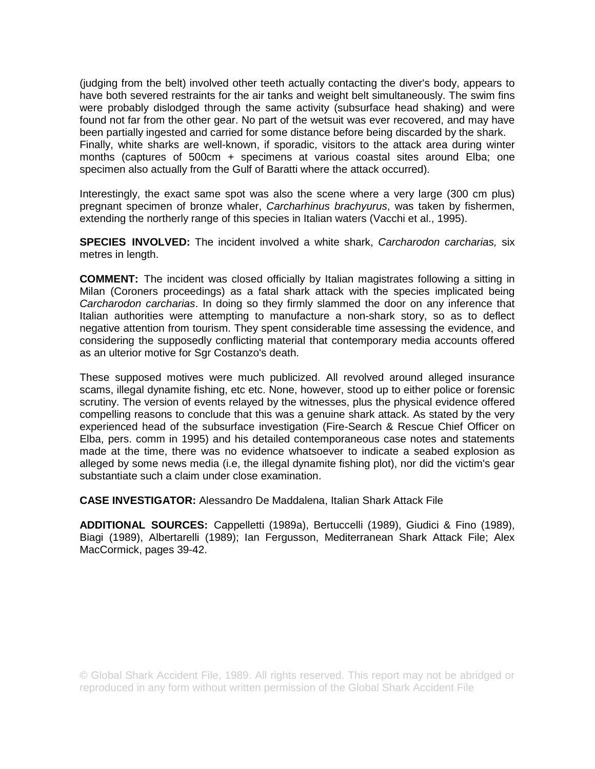(judging from the belt) involved other teeth actually contacting the diver's body, appears to have both severed restraints for the air tanks and weight belt simultaneously. The swim fins were probably dislodged through the same activity (subsurface head shaking) and were found not far from the other gear. No part of the wetsuit was ever recovered, and may have been partially ingested and carried for some distance before being discarded by the shark.
Finally, white sharks are well-known, if sporadic, visitors to the attack area during winter months (captures of 500cm + specimens at various coastal sites around Elba; one specimen also actually from the Gulf of Baratti where the attack occurred).

Interestingly, the exact same spot was also the scene where a very large (300 cm plus) pregnant specimen of bronze whaler, *Carcharhinus brachyurus*, was taken by fishermen, extending the northerly range of this species in Italian waters (Vacchi et al., 1995).

**SPECIES INVOLVED:** The incident involved a white shark, *Carcharodon carcharias,* six metres in length.

**COMMENT:** The incident was closed officially by Italian magistrates following a sitting in Milan (Coroners proceedings) as a fatal shark attack with the species implicated being *Carcharodon carcharias*. In doing so they firmly slammed the door on any inference that Italian authorities were attempting to manufacture a non-shark story, so as to deflect negative attention from tourism. They spent considerable time assessing the evidence, and considering the supposedly conflicting material that contemporary media accounts offered as an ulterior motive for Sgr Costanzo's death.

These supposed motives were much publicized. All revolved around alleged insurance scams, illegal dynamite fishing, etc etc. None, however, stood up to either police or forensic scrutiny. The version of events relayed by the witnesses, plus the physical evidence offered compelling reasons to conclude that this was a genuine shark attack. As stated by the very experienced head of the subsurface investigation (Fire-Search & Rescue Chief Officer on Elba, pers. comm in 1995) and his detailed contemporaneous case notes and statements made at the time, there was no evidence whatsoever to indicate a seabed explosion as alleged by some news media (i.e, the illegal dynamite fishing plot), nor did the victim's gear substantiate such a claim under close examination.

**CASE INVESTIGATOR:** Alessandro De Maddalena, Italian Shark Attack File

**ADDITIONAL SOURCES:** Cappelletti (1989a), Bertuccelli (1989), Giudici & Fino (1989), Biagi (1989), Albertarelli (1989); Ian Fergusson, Mediterranean Shark Attack File; Alex MacCormick, pages 39-42.

© Global Shark Accident File, 1989. All rights reserved. This report may not be abridged or reproduced in any form without written permission of the Global Shark Accident File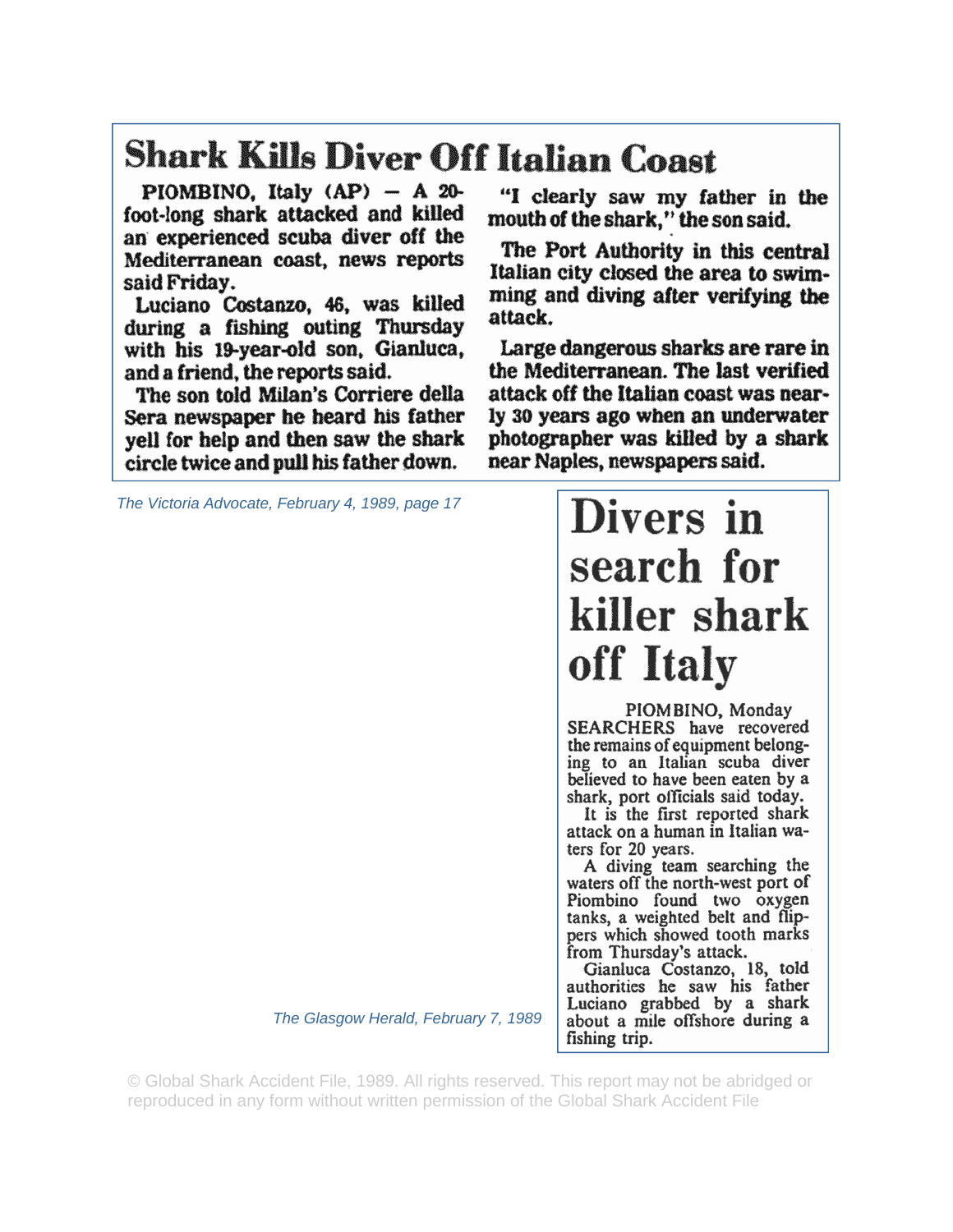# Shark Kills Diver Off Italian Coast

PIOMBINO, Italy (AP) — A 20-foot-long shark attacked and killed an experienced scuba diver off the Mediterranean coast, news reports said Friday.

Luciano Costanzo, 46, was killed during a fishing outing Thursday with his 19-year-old son, Gianluca, and a friend, the reports said.

The son told Milan's Corriere della Sera newspaper he heard his father yell for help and then saw the shark circle twice and pull his father down.

"I clearly saw my father in the mouth of the shark," the son said.

The Port Authority in this central Italian city closed the area to swimming and diving after verifying the attack.

Large dangerous sharks are rare in the Mediterranean. The last verified attack off the Italian coast was nearly 30 years ago when an underwater photographer was killed by a shark near Naples, newspapers said.

*The Victoria Advocate, February 4, 1989, page 17*

# Divers in search for killer shark off Italy

PIOMBINO, Monday

SEARCHERS have recovered the remains of equipment belonging to an Italian scuba diver believed to have been eaten by a shark, port officials said today.

It is the first reported shark attack on a human in Italian waters for 20 years.

A diving team searching the waters off the north-west port of Piombino found two oxygen tanks, a weighted belt and flippers which showed tooth marks from Thursday's attack.

Gianluca Costanzo, 18, told authorities he saw his father Luciano grabbed by a shark about a mile offshore during a fishing trip.

*The Glasgow Herald, February 7, 1989*

© Global Shark Accident File, 1989. All rights reserved. This report may not be abridged or reproduced in any form without written permission of the Global Shark Accident File